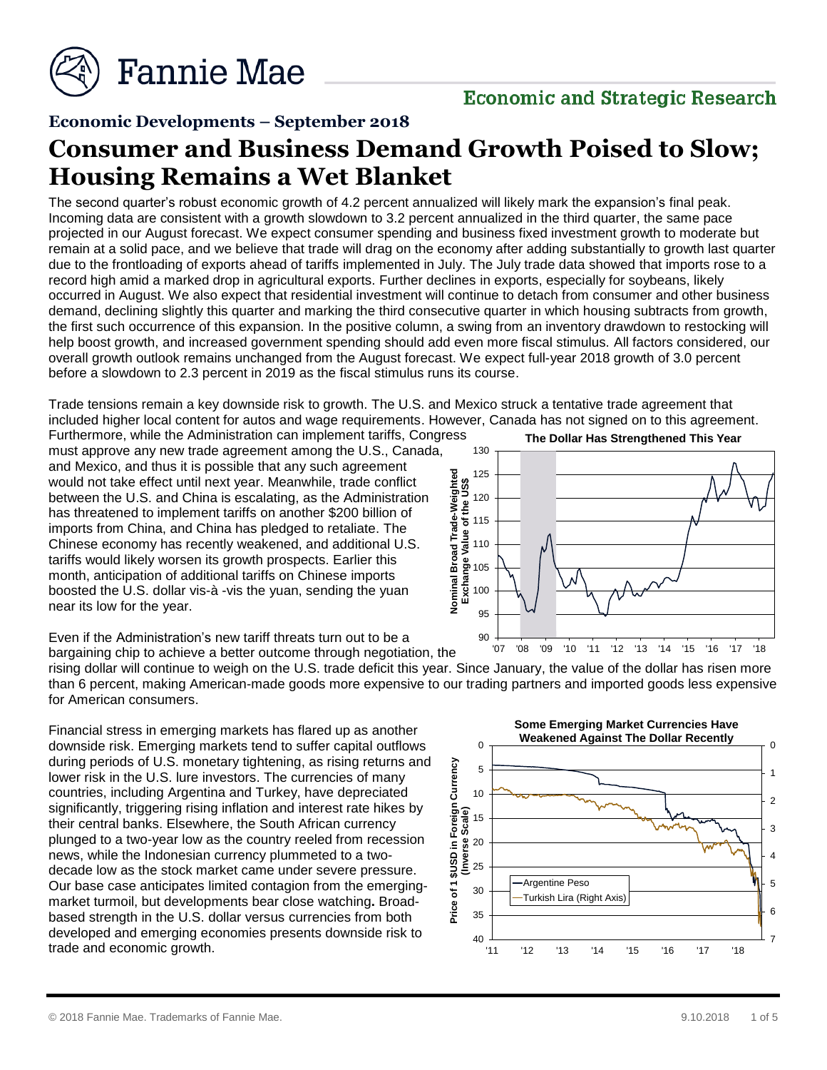# Fannie Mae

## Economic and Strategic Research

### Economic Developments – September 2018

# Consumer and Business Demand Growth Poised to Slow; Housing Remains a Wet Blanket

The second quarter's robust economic growth of 4.2 percent annualized will likely mark the expansion's final peak. Incoming data are consistent with a growth slowdown to 3.2 percent annualized in the third quarter, the same pace projected in our August forecast. We expect consumer spending and business fixed investment growth to moderate but remain at a solid pace, and we believe that trade will drag on the economy after adding substantially to growth last quarter due to the frontloading of exports ahead of tariffs implemented in July. The July trade data showed that imports rose to a record high amid a marked drop in agricultural exports. Further declines in exports, especially for soybeans, likely occurred in August. We also expect that residential investment will continue to detach from consumer and other business demand, declining slightly this quarter and marking the third consecutive quarter in which housing subtracts from growth, the first such occurrence of this expansion. In the positive column, a swing from an inventory drawdown to restocking will help boost growth, and increased government spending should add even more fiscal stimulus. All factors considered, our overall growth outlook remains unchanged from the August forecast. We expect full-year 2018 growth of 3.0 percent before a slowdown to 2.3 percent in 2019 as the fiscal stimulus runs its course.

Trade tensions remain a key downside risk to growth. The U.S. and Mexico struck a tentative trade agreement that included higher local content for autos and wage requirements. However, Canada has not signed on to this agreement. Furthermore, while the Administration can implement tariffs, Congress must approve any new trade agreement among the U.S., Canada, and Mexico, and thus it is possible that any such agreement would not take effect until next year. Meanwhile, trade conflict between the U.S. and China is escalating, as the Administration has threatened to implement tariffs on another $200 billion of imports from China, and China has pledged to retaliate. The Chinese economy has recently weakened, and additional U.S. tariffs would likely worsen its growth prospects. Earlier this month, anticipation of additional tariffs on Chinese imports boosted the U.S. dollar vis-à -vis the yuan, sending the yuan near its low for the year.

**The Dollar Has Strengthened This Year**

Even if the Administration's new tariff threats turn out to be a bargaining chip to achieve a better outcome through negotiation, the rising dollar will continue to weigh on the U.S. trade deficit this year. Since January, the value of the dollar has risen more than 6 percent, making American-made goods more expensive to our trading partners and imported goods less expensive for American consumers.

Financial stress in emerging markets has flared up as another downside risk. Emerging markets tend to suffer capital outflows during periods of U.S. monetary tightening, as rising returns and lower risk in the U.S. lure investors. The currencies of many countries, including Argentina and Turkey, have depreciated significantly, triggering rising inflation and interest rate hikes by their central banks. Elsewhere, the South African currency plunged to a two-year low as the country reeled from recession news, while the Indonesian currency plummeted to a two-decade low as the stock market came under severe pressure. Our base case anticipates limited contagion from the emerging-market turmoil, but developments bear close watching**.** Broad-based strength in the U.S. dollar versus currencies from both developed and emerging economies presents downside risk to trade and economic growth.

**Some Emerging Market Currencies Have Weakened Against The Dollar Recently**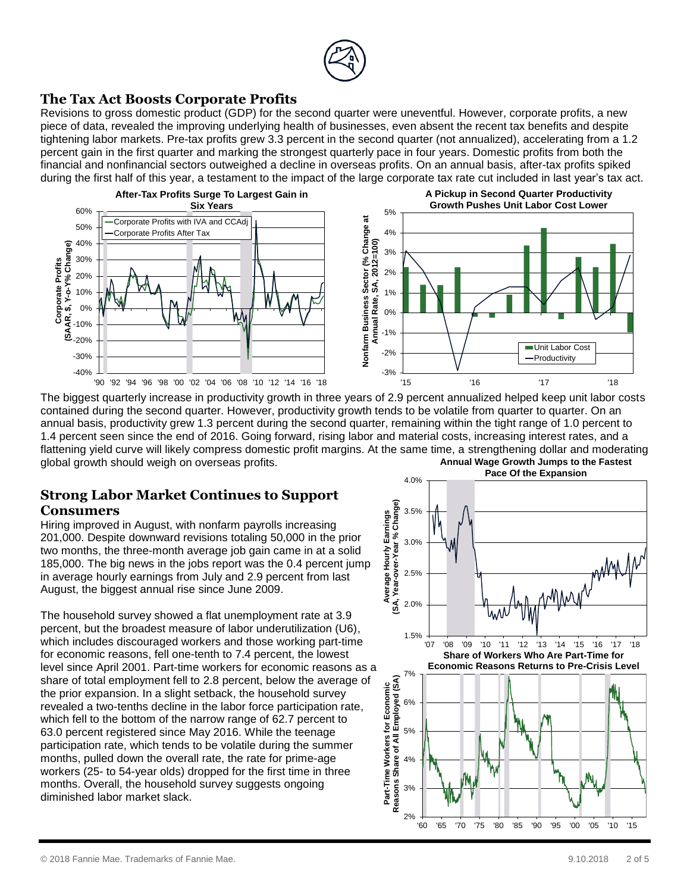## The Tax Act Boosts Corporate Profits

Revisions to gross domestic product (GDP) for the second quarter were uneventful. However, corporate profits, a new piece of data, revealed the improving underlying health of businesses, even absent the recent tax benefits and despite tightening labor markets. Pre-tax profits grew 3.3 percent in the second quarter (not annualized), accelerating from a 1.2 percent gain in the first quarter and marking the strongest quarterly pace in four years. Domestic profits from both the financial and nonfinancial sectors outweighed a decline in overseas profits. On an annual basis, after-tax profits spiked during the first half of this year, a testament to the impact of the large corporate tax rate cut included in last year's tax act.

**After-Tax Profits Surge To Largest Gain in Six Years**

**A Pickup in Second Quarter Productivity Growth Pushes Unit Labor Cost Lower**

The biggest quarterly increase in productivity growth in three years of 2.9 percent annualized helped keep unit labor costs contained during the second quarter. However, productivity growth tends to be volatile from quarter to quarter. On an annual basis, productivity grew 1.3 percent during the second quarter, remaining within the tight range of 1.0 percent to 1.4 percent seen since the end of 2016. Going forward, rising labor and material costs, increasing interest rates, and a flattening yield curve will likely compress domestic profit margins. At the same time, a strengthening dollar and moderating global growth should weigh on overseas profits.

## Strong Labor Market Continues to Support Consumers

Hiring improved in August, with nonfarm payrolls increasing 201,000. Despite downward revisions totaling 50,000 in the prior two months, the three-month average job gain came in at a solid 185,000. The big news in the jobs report was the 0.4 percent jump in average hourly earnings from July and 2.9 percent from last August, the biggest annual rise since June 2009.

The household survey showed a flat unemployment rate at 3.9 percent, but the broadest measure of labor underutilization (U6), which includes discouraged workers and those working part-time for economic reasons, fell one-tenth to 7.4 percent, the lowest level since April 2001. Part-time workers for economic reasons as a share of total employment fell to 2.8 percent, below the average of the prior expansion. In a slight setback, the household survey revealed a two-tenths decline in the labor force participation rate, which fell to the bottom of the narrow range of 62.7 percent to 63.0 percent registered since May 2016. While the teenage participation rate, which tends to be volatile during the summer months, pulled down the overall rate, the rate for prime-age workers (25- to 54-year olds) dropped for the first time in three months. Overall, the household survey suggests ongoing diminished labor market slack.

**Annual Wage Growth Jumps to the Fastest Pace Of the Expansion**

**Share of Workers Who Are Part-Time for Economic Reasons Returns to Pre-Crisis Level**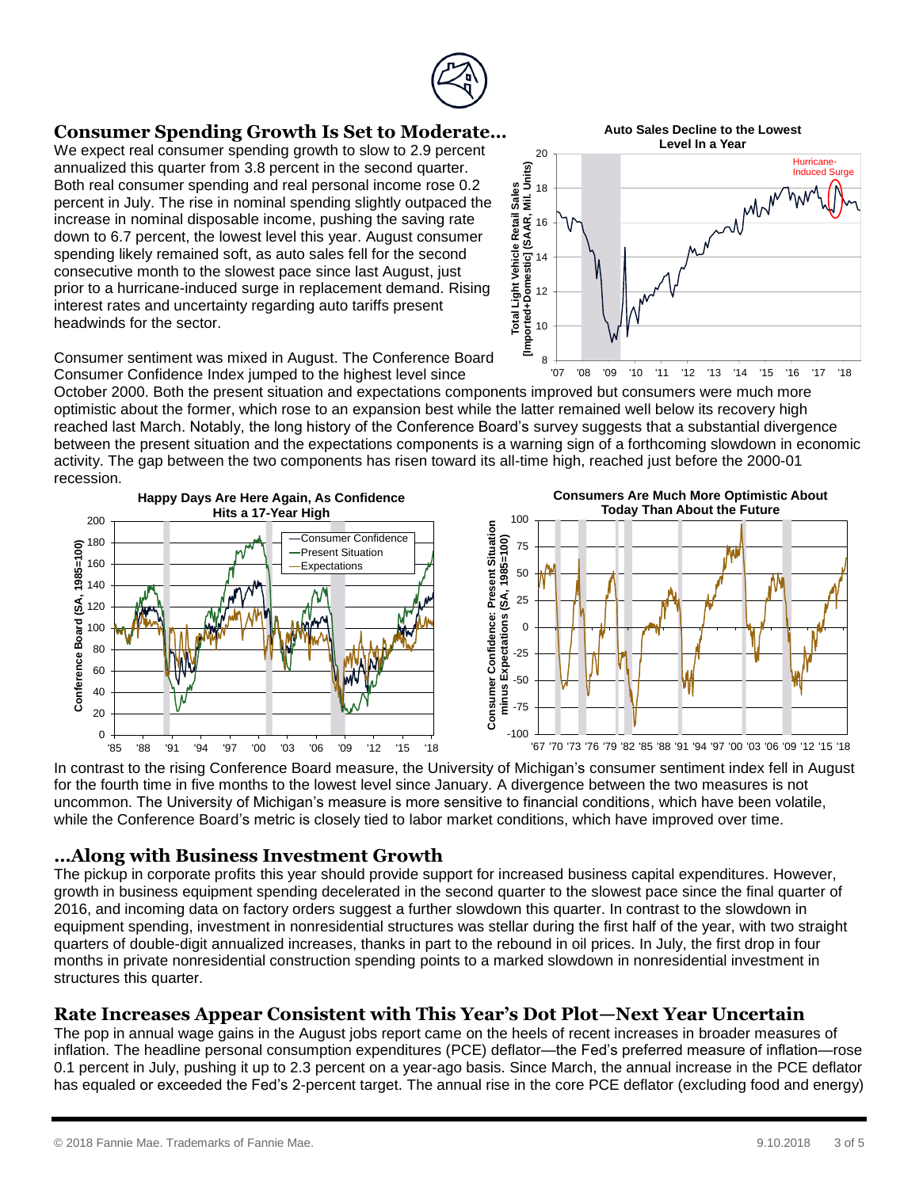## Consumer Spending Growth Is Set to Moderate…

We expect real consumer spending growth to slow to 2.9 percent annualized this quarter from 3.8 percent in the second quarter. Both real consumer spending and real personal income rose 0.2 percent in July. The rise in nominal spending slightly outpaced the increase in nominal disposable income, pushing the saving rate down to 6.7 percent, the lowest level this year. August consumer spending likely remained soft, as auto sales fell for the second consecutive month to the slowest pace since last August, just prior to a hurricane-induced surge in replacement demand. Rising interest rates and uncertainty regarding auto tariffs present headwinds for the sector.

**Auto Sales Decline to the Lowest Level In a Year**

Consumer sentiment was mixed in August. The Conference Board Consumer Confidence Index jumped to the highest level since October 2000. Both the present situation and expectations components improved but consumers were much more optimistic about the former, which rose to an expansion best while the latter remained well below its recovery high reached last March. Notably, the long history of the Conference Board's survey suggests that a substantial divergence between the present situation and the expectations components is a warning sign of a forthcoming slowdown in economic activity. The gap between the two components has risen toward its all-time high, reached just before the 2000-01 recession.

**Happy Days Are Here Again, As Confidence Hits a 17-Year High**

**Consumers Are Much More Optimistic About Today Than About the Future**

In contrast to the rising Conference Board measure, the University of Michigan's consumer sentiment index fell in August for the fourth time in five months to the lowest level since January. A divergence between the two measures is not uncommon. The University of Michigan's measure is more sensitive to financial conditions, which have been volatile, while the Conference Board's metric is closely tied to labor market conditions, which have improved over time.

## …Along with Business Investment Growth

The pickup in corporate profits this year should provide support for increased business capital expenditures. However, growth in business equipment spending decelerated in the second quarter to the slowest pace since the final quarter of 2016, and incoming data on factory orders suggest a further slowdown this quarter. In contrast to the slowdown in equipment spending, investment in nonresidential structures was stellar during the first half of the year, with two straight quarters of double-digit annualized increases, thanks in part to the rebound in oil prices. In July, the first drop in four months in private nonresidential construction spending points to a marked slowdown in nonresidential investment in structures this quarter.

## Rate Increases Appear Consistent with This Year's Dot Plot—Next Year Uncertain

The pop in annual wage gains in the August jobs report came on the heels of recent increases in broader measures of inflation. The headline personal consumption expenditures (PCE) deflator—the Fed's preferred measure of inflation—rose 0.1 percent in July, pushing it up to 2.3 percent on a year-ago basis. Since March, the annual increase in the PCE deflator has equaled or exceeded the Fed's 2-percent target. The annual rise in the core PCE deflator (excluding food and energy)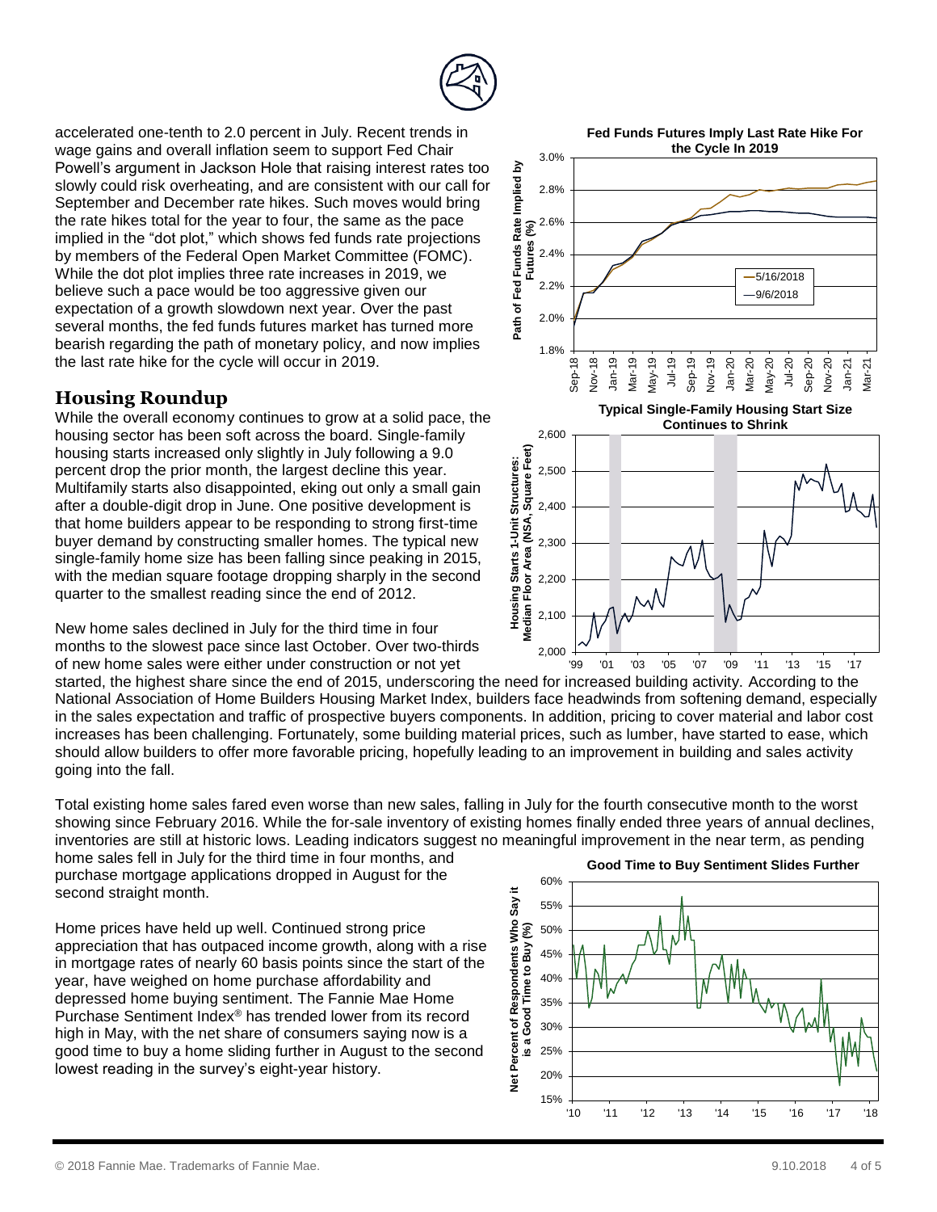accelerated one-tenth to 2.0 percent in July. Recent trends in wage gains and overall inflation seem to support Fed Chair Powell's argument in Jackson Hole that raising interest rates too slowly could risk overheating, and are consistent with our call for September and December rate hikes. Such moves would bring the rate hikes total for the year to four, the same as the pace implied in the "dot plot," which shows fed funds rate projections by members of the Federal Open Market Committee (FOMC). While the dot plot implies three rate increases in 2019, we believe such a pace would be too aggressive given our expectation of a growth slowdown next year. Over the past several months, the fed funds futures market has turned more bearish regarding the path of monetary policy, and now implies the last rate hike for the cycle will occur in 2019.

**Fed Funds Futures Imply Last Rate Hike For the Cycle In 2019**

## Housing Roundup

While the overall economy continues to grow at a solid pace, the housing sector has been soft across the board. Single-family housing starts increased only slightly in July following a 9.0 percent drop the prior month, the largest decline this year. Multifamily starts also disappointed, eking out only a small gain after a double-digit drop in June. One positive development is that home builders appear to be responding to strong first-time buyer demand by constructing smaller homes. The typical new single-family home size has been falling since peaking in 2015, with the median square footage dropping sharply in the second quarter to the smallest reading since the end of 2012.

**Typical Single-Family Housing Start Size Continues to Shrink**

New home sales declined in July for the third time in four months to the slowest pace since last October. Over two-thirds of new home sales were either under construction or not yet started, the highest share since the end of 2015, underscoring the need for increased building activity. According to the National Association of Home Builders Housing Market Index, builders face headwinds from softening demand, especially in the sales expectation and traffic of prospective buyers components. In addition, pricing to cover material and labor cost increases has been challenging. Fortunately, some building material prices, such as lumber, have started to ease, which should allow builders to offer more favorable pricing, hopefully leading to an improvement in building and sales activity going into the fall.

Total existing home sales fared even worse than new sales, falling in July for the fourth consecutive month to the worst showing since February 2016. While the for-sale inventory of existing homes finally ended three years of annual declines, inventories are still at historic lows. Leading indicators suggest no meaningful improvement in the near term, as pending home sales fell in July for the third time in four months, and purchase mortgage applications dropped in August for the second straight month.

Home prices have held up well. Continued strong price appreciation that has outpaced income growth, along with a rise in mortgage rates of nearly 60 basis points since the start of the year, have weighed on home purchase affordability and depressed home buying sentiment. The Fannie Mae Home Purchase Sentiment Index® has trended lower from its record high in May, with the net share of consumers saying now is a good time to buy a home sliding further in August to the second lowest reading in the survey's eight-year history.

**Good Time to Buy Sentiment Slides Further**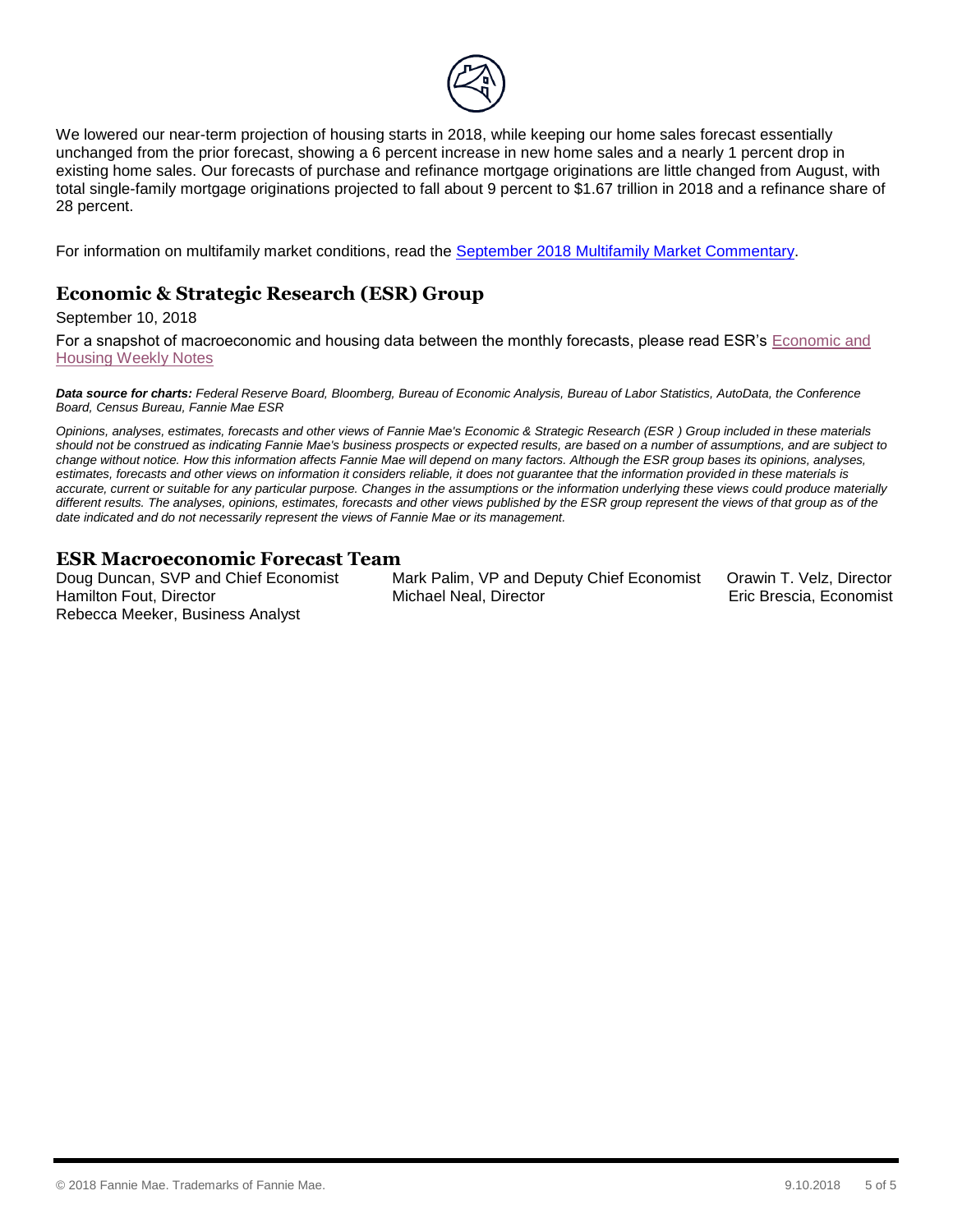We lowered our near-term projection of housing starts in 2018, while keeping our home sales forecast essentially unchanged from the prior forecast, showing a 6 percent increase in new home sales and a nearly 1 percent drop in existing home sales. Our forecasts of purchase and refinance mortgage originations are little changed from August, with total single-family mortgage originations projected to fall about 9 percent to $1.67 trillion in 2018 and a refinance share of 28 percent.

For information on multifamily market conditions, read the September 2018 Multifamily Market Commentary.

## Economic & Strategic Research (ESR) Group

September 10, 2018

For a snapshot of macroeconomic and housing data between the monthly forecasts, please read ESR's Economic and Housing Weekly Notes

***Data source for charts:*** *Federal Reserve Board, Bloomberg, Bureau of Economic Analysis, Bureau of Labor Statistics, AutoData, the Conference Board, Census Bureau, Fannie Mae ESR*

*Opinions, analyses, estimates, forecasts and other views of Fannie Mae's Economic & Strategic Research (ESR ) Group included in these materials should not be construed as indicating Fannie Mae's business prospects or expected results, are based on a number of assumptions, and are subject to change without notice. How this information affects Fannie Mae will depend on many factors. Although the ESR group bases its opinions, analyses, estimates, forecasts and other views on information it considers reliable, it does not guarantee that the information provided in these materials is accurate, current or suitable for any particular purpose. Changes in the assumptions or the information underlying these views could produce materially different results. The analyses, opinions, estimates, forecasts and other views published by the ESR group represent the views of that group as of the date indicated and do not necessarily represent the views of Fannie Mae or its management.*

## ESR Macroeconomic Forecast Team

Doug Duncan, SVP and Chief Economist
Mark Palim, VP and Deputy Chief Economist
Orawin T. Velz, Director
Hamilton Fout, Director
Michael Neal, Director
Eric Brescia, Economist
Rebecca Meeker, Business Analyst

© 2018 Fannie Mae. Trademarks of Fannie Mae.